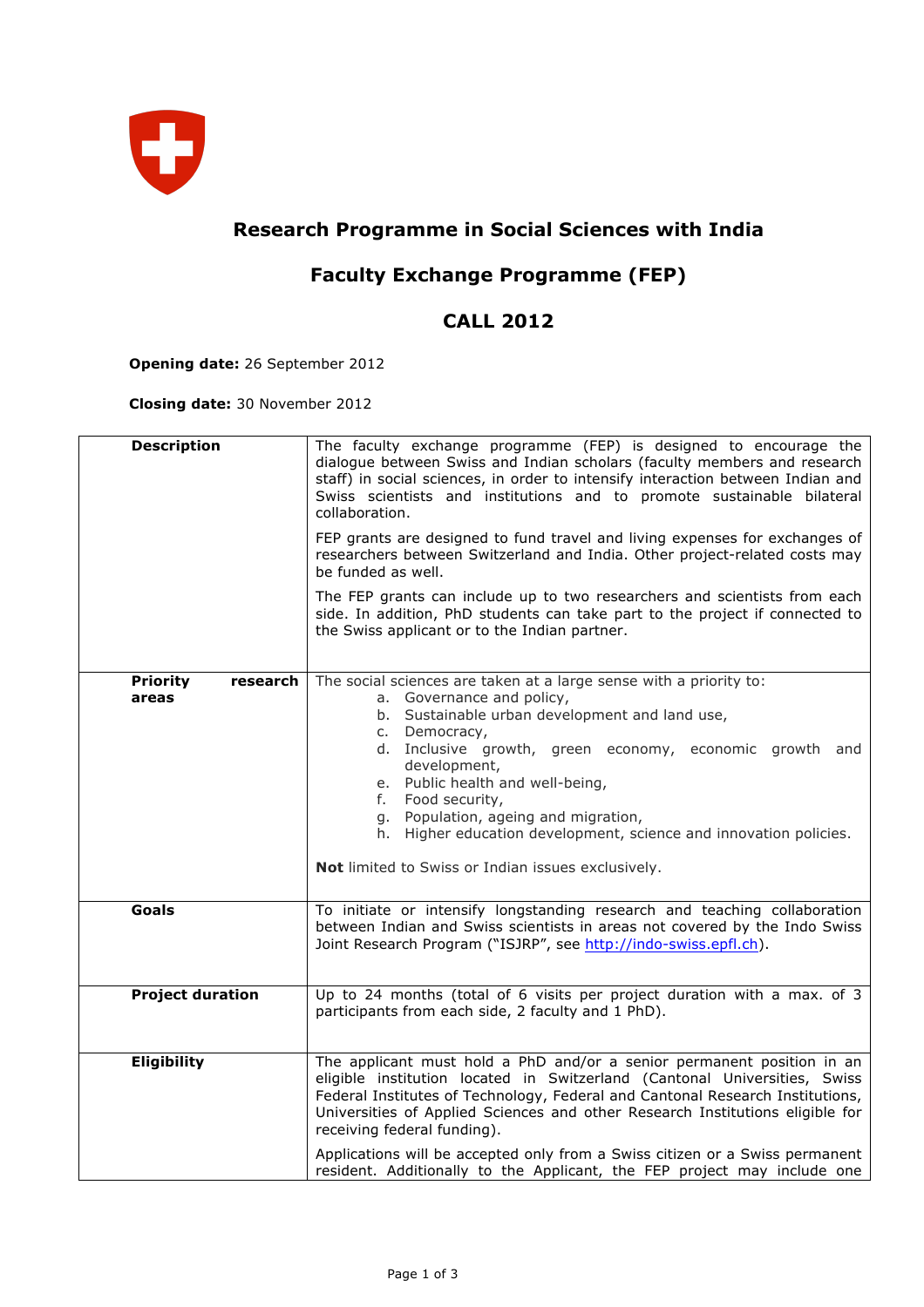# Research Programme in Social Sciences with India

## Faculty Exchange Programme (FEP)

## CALL 2012

**Opening date:** 26 September 2012

**Closing date:** 30 November 2012

| | |
|---|---|
| **Description** | The faculty exchange programme (FEP) is designed to encourage the dialogue between Swiss and Indian scholars (faculty members and research staff) in social sciences, in order to intensify interaction between Indian and Swiss scientists and institutions and to promote sustainable bilateral collaboration.<br><br>FEP grants are designed to fund travel and living expenses for exchanges of researchers between Switzerland and India. Other project-related costs may be funded as well.<br><br>The FEP grants can include up to two researchers and scientists from each side. In addition, PhD students can take part to the project if connected to the Swiss applicant or to the Indian partner. |
| **Priority research areas** | The social sciences are taken at a large sense with a priority to:<br>a. Governance and policy,<br>b. Sustainable urban development and land use,<br>c. Democracy,<br>d. Inclusive growth, green economy, economic growth and development,<br>e. Public health and well-being,<br>f. Food security,<br>g. Population, ageing and migration,<br>h. Higher education development, science and innovation policies.<br><br>**Not** limited to Swiss or Indian issues exclusively. |
| **Goals** | To initiate or intensify longstanding research and teaching collaboration between Indian and Swiss scientists in areas not covered by the Indo Swiss Joint Research Program ("ISJRP", see http://indo-swiss.epfl.ch). |
| **Project duration** | Up to 24 months (total of 6 visits per project duration with a max. of 3 participants from each side, 2 faculty and 1 PhD). |
| **Eligibility** | The applicant must hold a PhD and/or a senior permanent position in an eligible institution located in Switzerland (Cantonal Universities, Swiss Federal Institutes of Technology, Federal and Cantonal Research Institutions, Universities of Applied Sciences and other Research Institutions eligible for receiving federal funding).<br><br>Applications will be accepted only from a Swiss citizen or a Swiss permanent resident. Additionally to the Applicant, the FEP project may include one |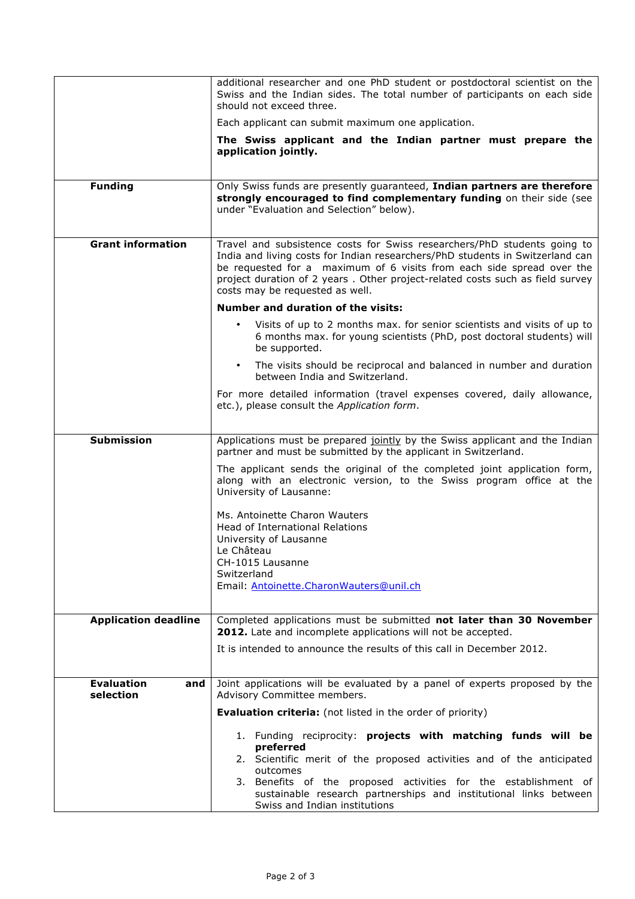| | |
|---|---|
| | additional researcher and one PhD student or postdoctoral scientist on the Swiss and the Indian sides. The total number of participants on each side should not exceed three.<br><br>Each applicant can submit maximum one application.<br><br>**The Swiss applicant and the Indian partner must prepare the application jointly.** |
| **Funding** | Only Swiss funds are presently guaranteed, **Indian partners are therefore strongly encouraged to find complementary funding** on their side (see under "Evaluation and Selection" below). |
| **Grant information** | Travel and subsistence costs for Swiss researchers/PhD students going to India and living costs for Indian researchers/PhD students in Switzerland can be requested for a maximum of 6 visits from each side spread over the project duration of 2 years . Other project-related costs such as field survey costs may be requested as well.<br><br>**Number and duration of the visits:**<br><br>• Visits of up to 2 months max. for senior scientists and visits of up to 6 months max. for young scientists (PhD, post doctoral students) will be supported.<br>• The visits should be reciprocal and balanced in number and duration between India and Switzerland.<br><br>For more detailed information (travel expenses covered, daily allowance, etc.), please consult the *Application form*. |
| **Submission** | Applications must be prepared jointly by the Swiss applicant and the Indian partner and must be submitted by the applicant in Switzerland.<br><br>The applicant sends the original of the completed joint application form, along with an electronic version, to the Swiss program office at the University of Lausanne:<br><br>Ms. Antoinette Charon Wauters<br>Head of International Relations<br>University of Lausanne<br>Le Château<br>CH-1015 Lausanne<br>Switzerland<br>Email: Antoinette.CharonWauters@unil.ch |
| **Application deadline** | Completed applications must be submitted **not later than 30 November 2012.** Late and incomplete applications will not be accepted.<br><br>It is intended to announce the results of this call in December 2012. |
| **Evaluation and selection** | Joint applications will be evaluated by a panel of experts proposed by the Advisory Committee members.<br><br>**Evaluation criteria:** (not listed in the order of priority)<br><br>1. Funding reciprocity: **projects with matching funds will be preferred**<br>2. Scientific merit of the proposed activities and of the anticipated outcomes<br>3. Benefits of the proposed activities for the establishment of sustainable research partnerships and institutional links between Swiss and Indian institutions |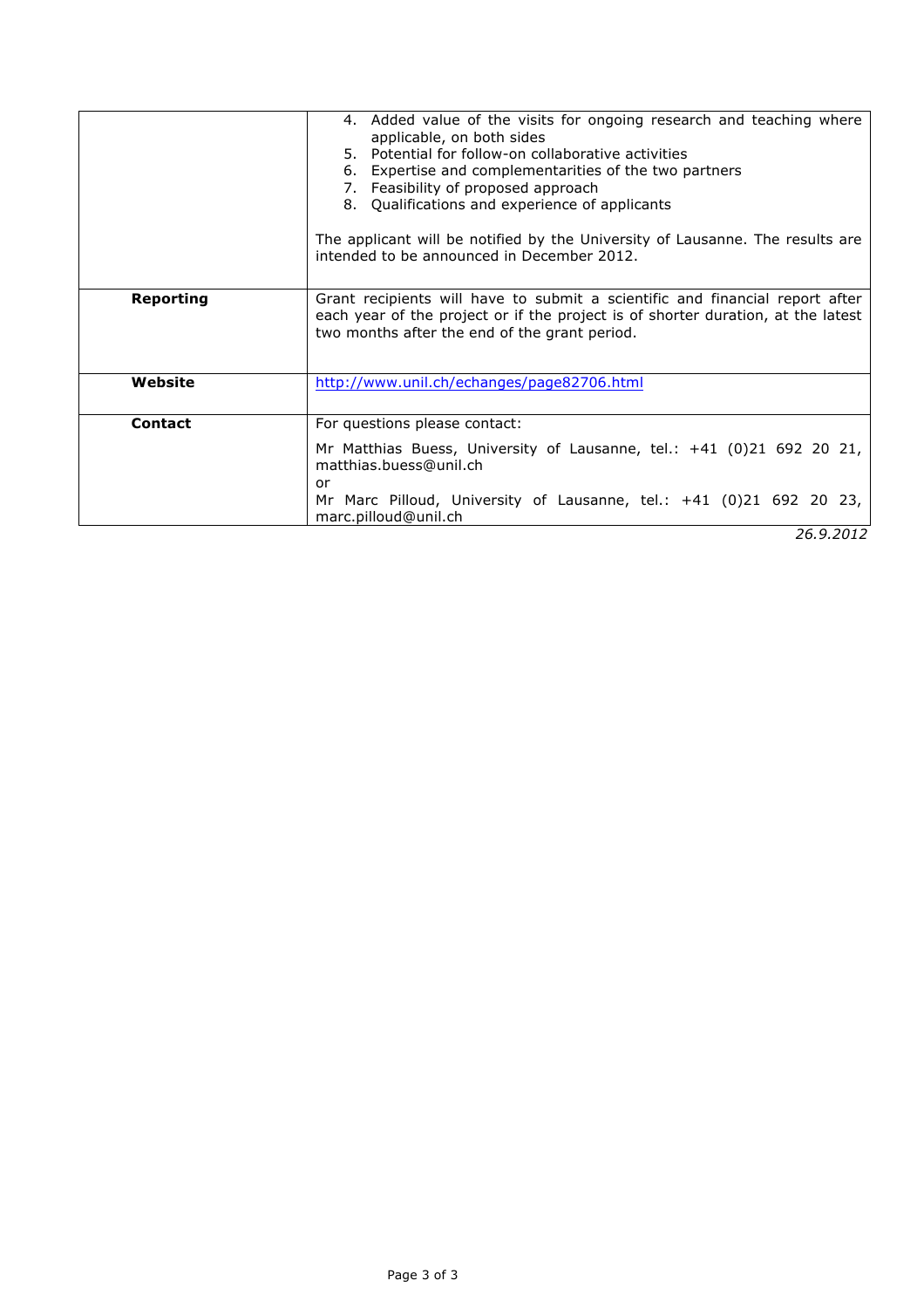| | |
|---|---|
| | 4. Added value of the visits for ongoing research and teaching where applicable, on both sides<br>5. Potential for follow-on collaborative activities<br>6. Expertise and complementarities of the two partners<br>7. Feasibility of proposed approach<br>8. Qualifications and experience of applicants<br><br>The applicant will be notified by the University of Lausanne. The results are intended to be announced in December 2012. |
| **Reporting** | Grant recipients will have to submit a scientific and financial report after each year of the project or if the project is of shorter duration, at the latest two months after the end of the grant period. |
| **Website** | http://www.unil.ch/echanges/page82706.html |
| **Contact** | For questions please contact:<br><br>Mr Matthias Buess, University of Lausanne, tel.: +41 (0)21 692 20 21, matthias.buess@unil.ch<br>or<br>Mr Marc Pilloud, University of Lausanne, tel.: +41 (0)21 692 20 23, marc.pilloud@unil.ch |

*26.9.2012*